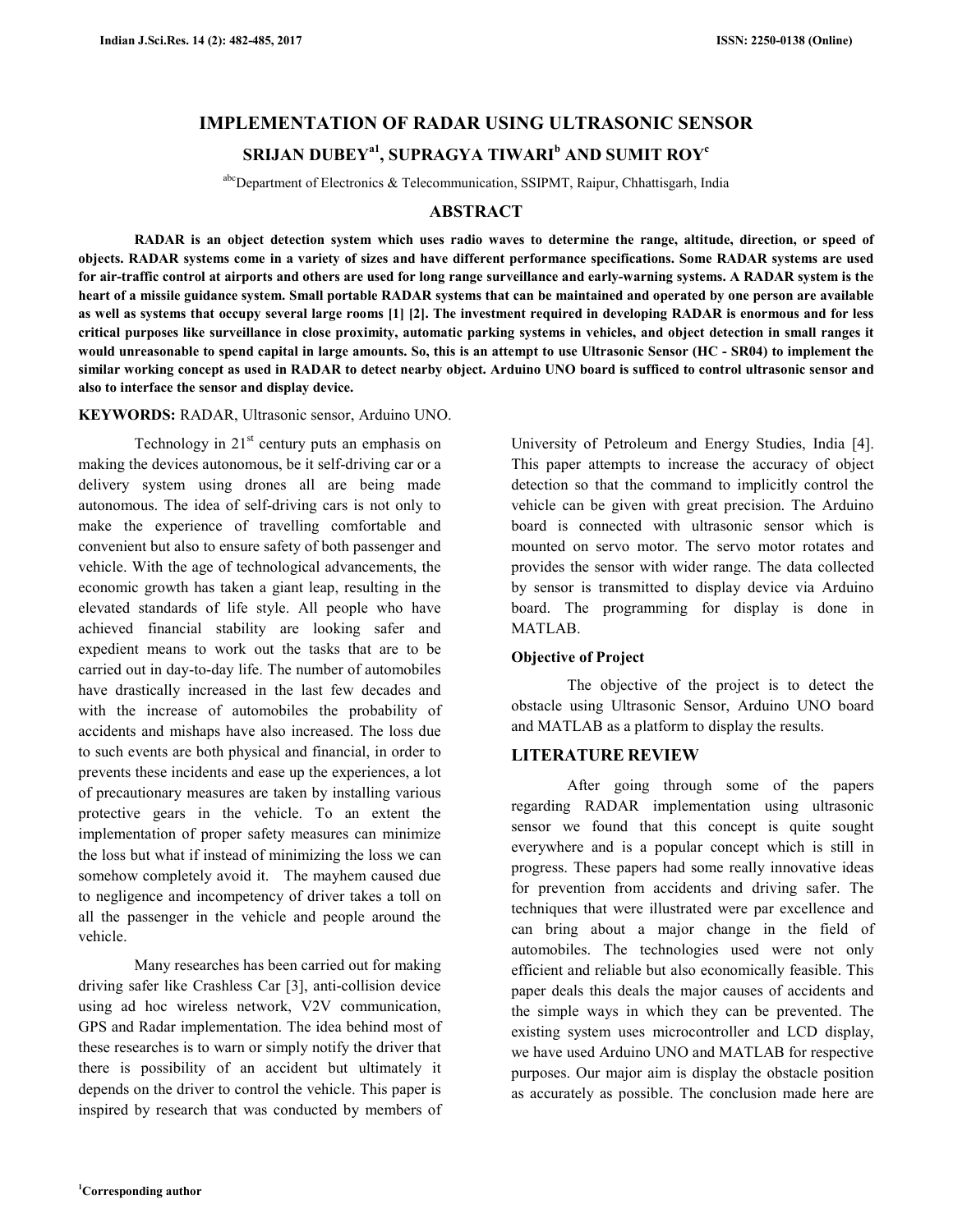# IMPLEMENTATION OF RADAR USING ULTRASONIC SENSOR

**SRIJAN DUBEY[a1], SUPRAGYA TIWARI[b] AND SUMIT ROY[c]**

[abc]Department of Electronics & Telecommunication, SSIPMT, Raipur, Chhattisgarh, India

## ABSTRACT

**RADAR is an object detection system which uses radio waves to determine the range, altitude, direction, or speed of objects. RADAR systems come in a variety of sizes and have different performance specifications. Some RADAR systems are used for air-traffic control at airports and others are used for long range surveillance and early-warning systems. A RADAR system is the heart of a missile guidance system. Small portable RADAR systems that can be maintained and operated by one person are available as well as systems that occupy several large rooms [1] [2]. The investment required in developing RADAR is enormous and for less critical purposes like surveillance in close proximity, automatic parking systems in vehicles, and object detection in small ranges it would unreasonable to spend capital in large amounts. So, this is an attempt to use Ultrasonic Sensor (HC - SR04) to implement the similar working concept as used in RADAR to detect nearby object. Arduino UNO board is sufficed to control ultrasonic sensor and also to interface the sensor and display device.**

**KEYWORDS:** RADAR, Ultrasonic sensor, Arduino UNO.

Technology in 21st century puts an emphasis on making the devices autonomous, be it self-driving car or a delivery system using drones all are being made autonomous. The idea of self-driving cars is not only to make the experience of travelling comfortable and convenient but also to ensure safety of both passenger and vehicle. With the age of technological advancements, the economic growth has taken a giant leap, resulting in the elevated standards of life style. All people who have achieved financial stability are looking safer and expedient means to work out the tasks that are to be carried out in day-to-day life. The number of automobiles have drastically increased in the last few decades and with the increase of automobiles the probability of accidents and mishaps have also increased. The loss due to such events are both physical and financial, in order to prevents these incidents and ease up the experiences, a lot of precautionary measures are taken by installing various protective gears in the vehicle. To an extent the implementation of proper safety measures can minimize the loss but what if instead of minimizing the loss we can somehow completely avoid it. The mayhem caused due to negligence and incompetency of driver takes a toll on all the passenger in the vehicle and people around the vehicle.

Many researches has been carried out for making driving safer like Crashless Car [3], anti-collision device using ad hoc wireless network, V2V communication, GPS and Radar implementation. The idea behind most of these researches is to warn or simply notify the driver that there is possibility of an accident but ultimately it depends on the driver to control the vehicle. This paper is inspired by research that was conducted by members of University of Petroleum and Energy Studies, India [4]. This paper attempts to increase the accuracy of object detection so that the command to implicitly control the vehicle can be given with great precision. The Arduino board is connected with ultrasonic sensor which is mounted on servo motor. The servo motor rotates and provides the sensor with wider range. The data collected by sensor is transmitted to display device via Arduino board. The programming for display is done in MATLAB.

### Objective of Project

The objective of the project is to detect the obstacle using Ultrasonic Sensor, Arduino UNO board and MATLAB as a platform to display the results.

## LITERATURE REVIEW

After going through some of the papers regarding RADAR implementation using ultrasonic sensor we found that this concept is quite sought everywhere and is a popular concept which is still in progress. These papers had some really innovative ideas for prevention from accidents and driving safer. The techniques that were illustrated were par excellence and can bring about a major change in the field of automobiles. The technologies used were not only efficient and reliable but also economically feasible. This paper deals this deals the major causes of accidents and the simple ways in which they can be prevented. The existing system uses microcontroller and LCD display, we have used Arduino UNO and MATLAB for respective purposes. Our major aim is display the obstacle position as accurately as possible. The conclusion made here are

[1]Corresponding author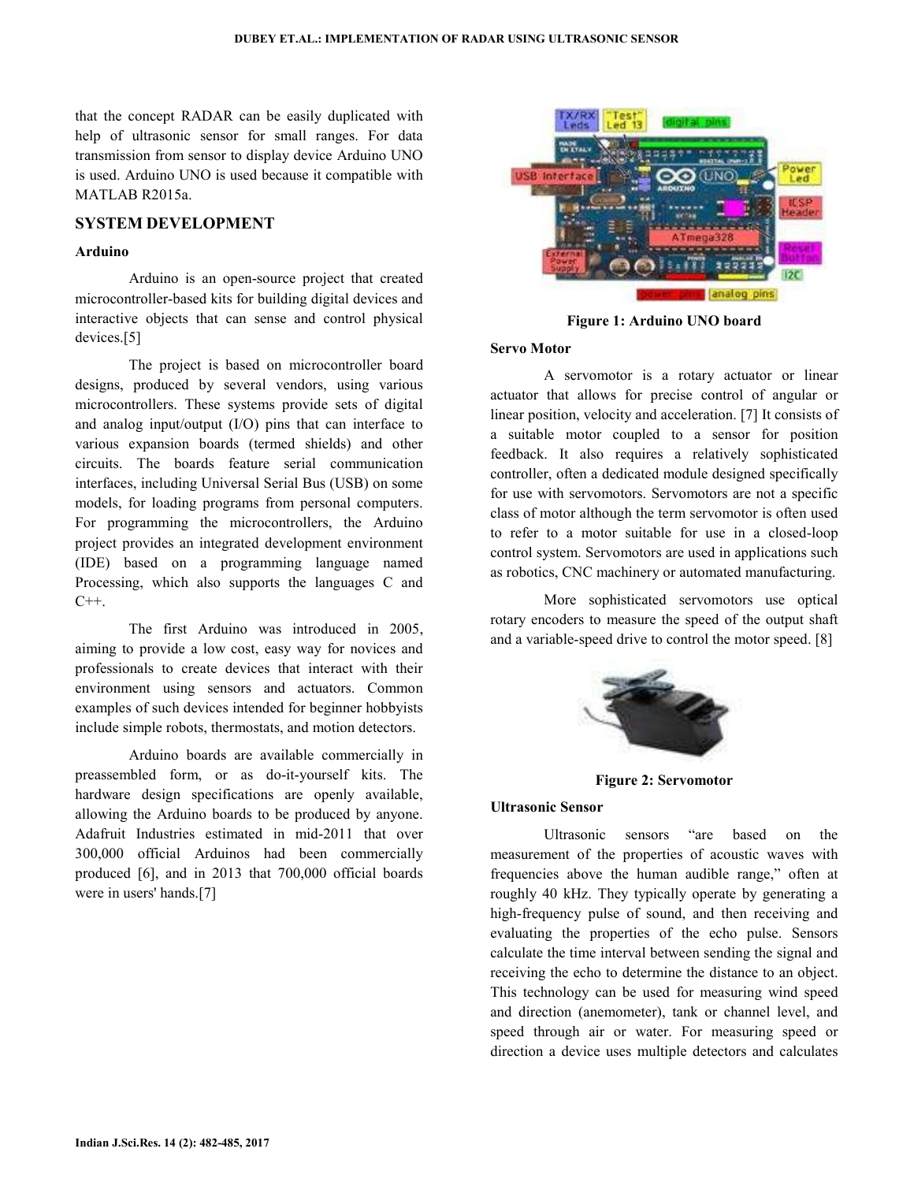that the concept RADAR can be easily duplicated with help of ultrasonic sensor for small ranges. For data transmission from sensor to display device Arduino UNO is used. Arduino UNO is used because it compatible with MATLAB R2015a.

## SYSTEM DEVELOPMENT

### Arduino

Arduino is an open-source project that created microcontroller-based kits for building digital devices and interactive objects that can sense and control physical devices.[5]

The project is based on microcontroller board designs, produced by several vendors, using various microcontrollers. These systems provide sets of digital and analog input/output (I/O) pins that can interface to various expansion boards (termed shields) and other circuits. The boards feature serial communication interfaces, including Universal Serial Bus (USB) on some models, for loading programs from personal computers. For programming the microcontrollers, the Arduino project provides an integrated development environment (IDE) based on a programming language named Processing, which also supports the languages C and C++.

The first Arduino was introduced in 2005, aiming to provide a low cost, easy way for novices and professionals to create devices that interact with their environment using sensors and actuators. Common examples of such devices intended for beginner hobbyists include simple robots, thermostats, and motion detectors.

Arduino boards are available commercially in preassembled form, or as do-it-yourself kits. The hardware design specifications are openly available, allowing the Arduino boards to be produced by anyone. Adafruit Industries estimated in mid-2011 that over 300,000 official Arduinos had been commercially produced [6], and in 2013 that 700,000 official boards were in users' hands.[7]

**Figure 1: Arduino UNO board**

### Servo Motor

A servomotor is a rotary actuator or linear actuator that allows for precise control of angular or linear position, velocity and acceleration. [7] It consists of a suitable motor coupled to a sensor for position feedback. It also requires a relatively sophisticated controller, often a dedicated module designed specifically for use with servomotors. Servomotors are not a specific class of motor although the term servomotor is often used to refer to a motor suitable for use in a closed-loop control system. Servomotors are used in applications such as robotics, CNC machinery or automated manufacturing.

More sophisticated servomotors use optical rotary encoders to measure the speed of the output shaft and a variable-speed drive to control the motor speed. [8]

**Figure 2: Servomotor**

### Ultrasonic Sensor

Ultrasonic sensors "are based on the measurement of the properties of acoustic waves with frequencies above the human audible range," often at roughly 40 kHz. They typically operate by generating a high-frequency pulse of sound, and then receiving and evaluating the properties of the echo pulse. Sensors calculate the time interval between sending the signal and receiving the echo to determine the distance to an object. This technology can be used for measuring wind speed and direction (anemometer), tank or channel level, and speed through air or water. For measuring speed or direction a device uses multiple detectors and calculates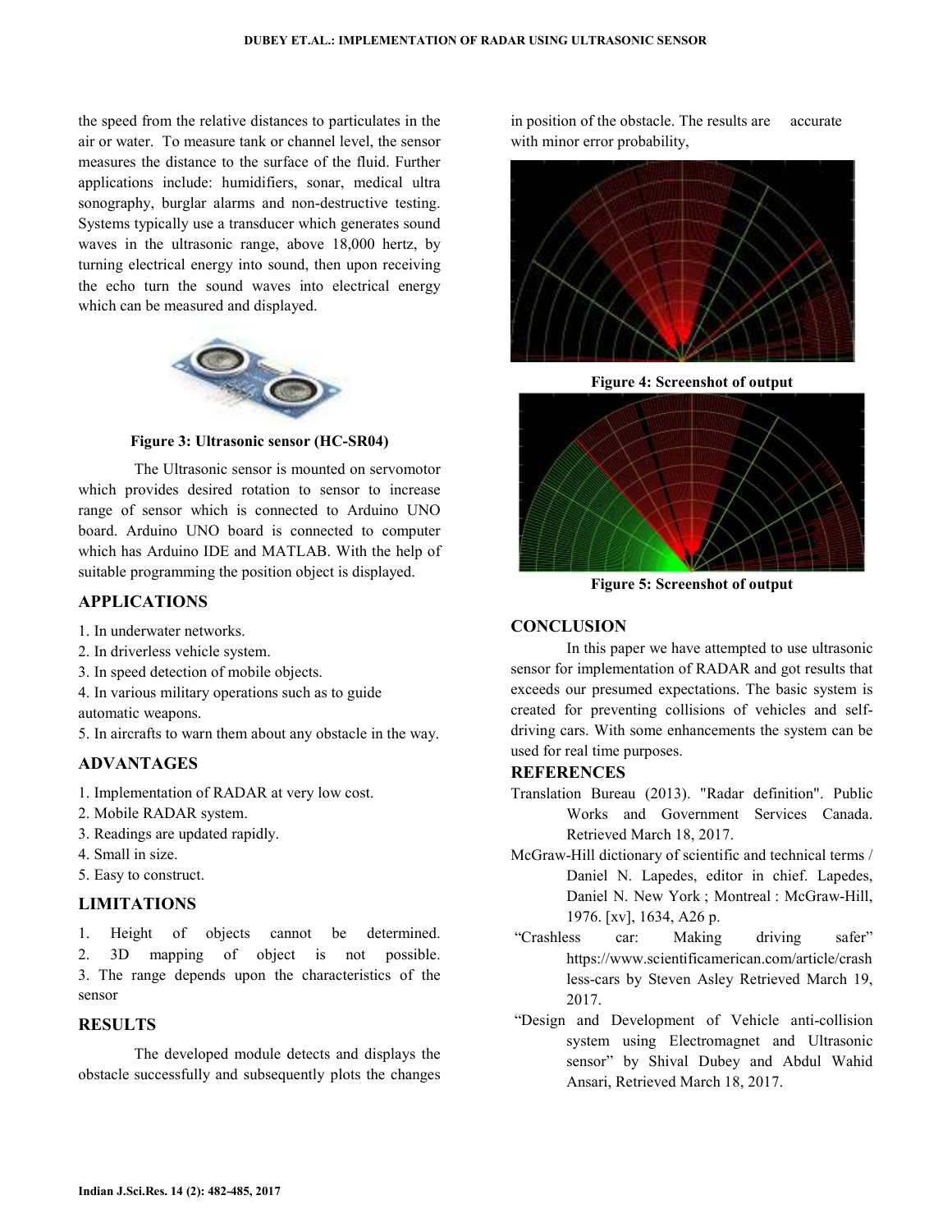the speed from the relative distances to particulates in the air or water. To measure tank or channel level, the sensor measures the distance to the surface of the fluid. Further applications include: humidifiers, sonar, medical ultra sonography, burglar alarms and non-destructive testing. Systems typically use a transducer which generates sound waves in the ultrasonic range, above 18,000 hertz, by turning electrical energy into sound, then upon receiving the echo turn the sound waves into electrical energy which can be measured and displayed.

**Figure 3: Ultrasonic sensor (HC-SR04)**

The Ultrasonic sensor is mounted on servomotor which provides desired rotation to sensor to increase range of sensor which is connected to Arduino UNO board. Arduino UNO board is connected to computer which has Arduino IDE and MATLAB. With the help of suitable programming the position object is displayed.

## APPLICATIONS

1. In underwater networks.
2. In driverless vehicle system.
3. In speed detection of mobile objects.
4. In various military operations such as to guide automatic weapons.
5. In aircrafts to warn them about any obstacle in the way.

## ADVANTAGES

1. Implementation of RADAR at very low cost.
2. Mobile RADAR system.
3. Readings are updated rapidly.
4. Small in size.
5. Easy to construct.

## LIMITATIONS

1. Height of objects cannot be determined.
2. 3D mapping of object is not possible.
3. The range depends upon the characteristics of the sensor

## RESULTS

The developed module detects and displays the obstacle successfully and subsequently plots the changes in position of the obstacle. The results are accurate with minor error probability,

**Figure 4: Screenshot of output**

**Figure 5: Screenshot of output**

## CONCLUSION

In this paper we have attempted to use ultrasonic sensor for implementation of RADAR and got results that exceeds our presumed expectations. The basic system is created for preventing collisions of vehicles and self-driving cars. With some enhancements the system can be used for real time purposes.

## REFERENCES

Translation Bureau (2013). "Radar definition". Public Works and Government Services Canada. Retrieved March 18, 2017.

McGraw-Hill dictionary of scientific and technical terms / Daniel N. Lapedes, editor in chief. Lapedes, Daniel N. New York ; Montreal : McGraw-Hill, 1976. [xv], 1634, A26 p.

"Crashless car: Making driving safer" https://www.scientificamerican.com/article/crashless-cars by Steven Asley Retrieved March 19, 2017.

"Design and Development of Vehicle anti-collision system using Electromagnet and Ultrasonic sensor" by Shival Dubey and Abdul Wahid Ansari, Retrieved March 18, 2017.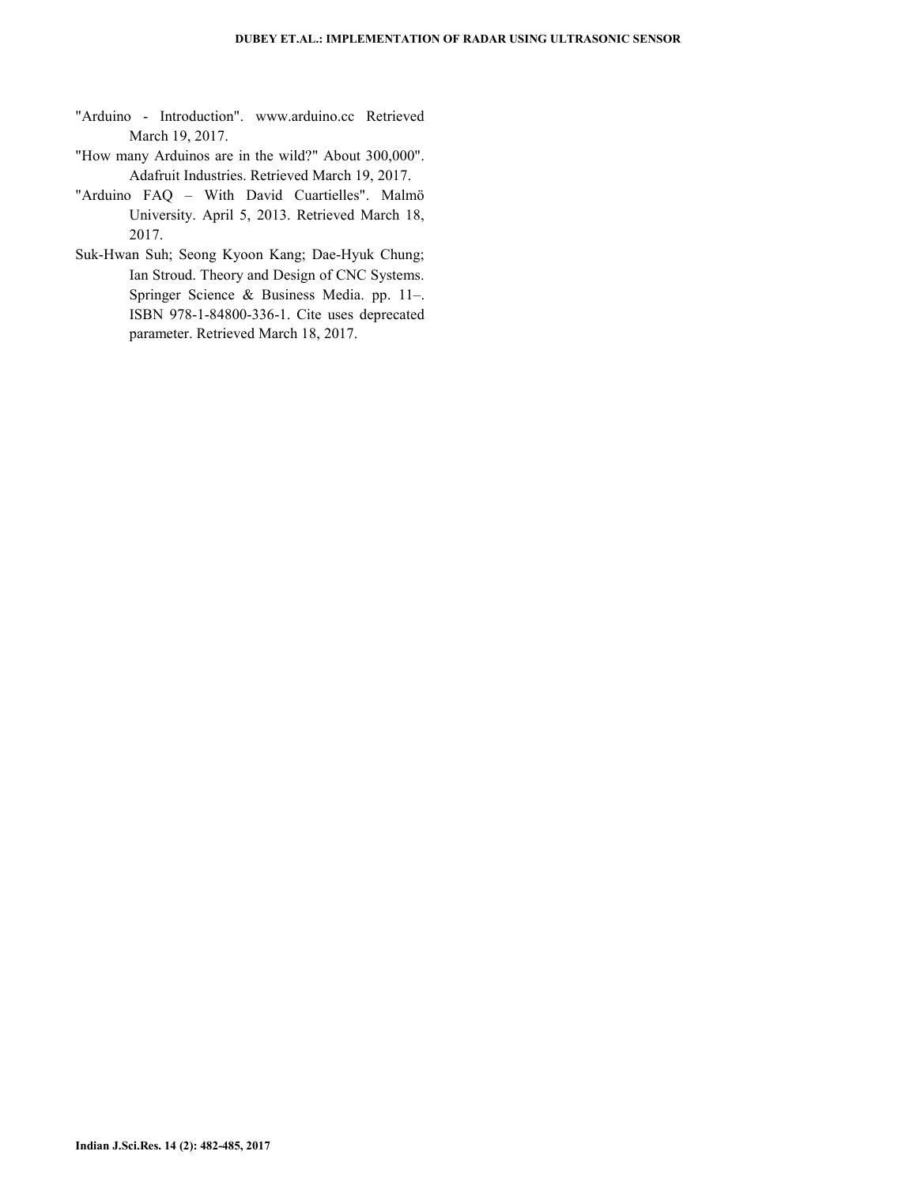"Arduino - Introduction". www.arduino.cc Retrieved March 19, 2017.

"How many Arduinos are in the wild?" About 300,000". Adafruit Industries. Retrieved March 19, 2017.

"Arduino FAQ – With David Cuartielles". Malmö University. April 5, 2013. Retrieved March 18, 2017.

Suk-Hwan Suh; Seong Kyoon Kang; Dae-Hyuk Chung; Ian Stroud. Theory and Design of CNC Systems. Springer Science & Business Media. pp. 11–. ISBN 978-1-84800-336-1. Cite uses deprecated parameter. Retrieved March 18, 2017.